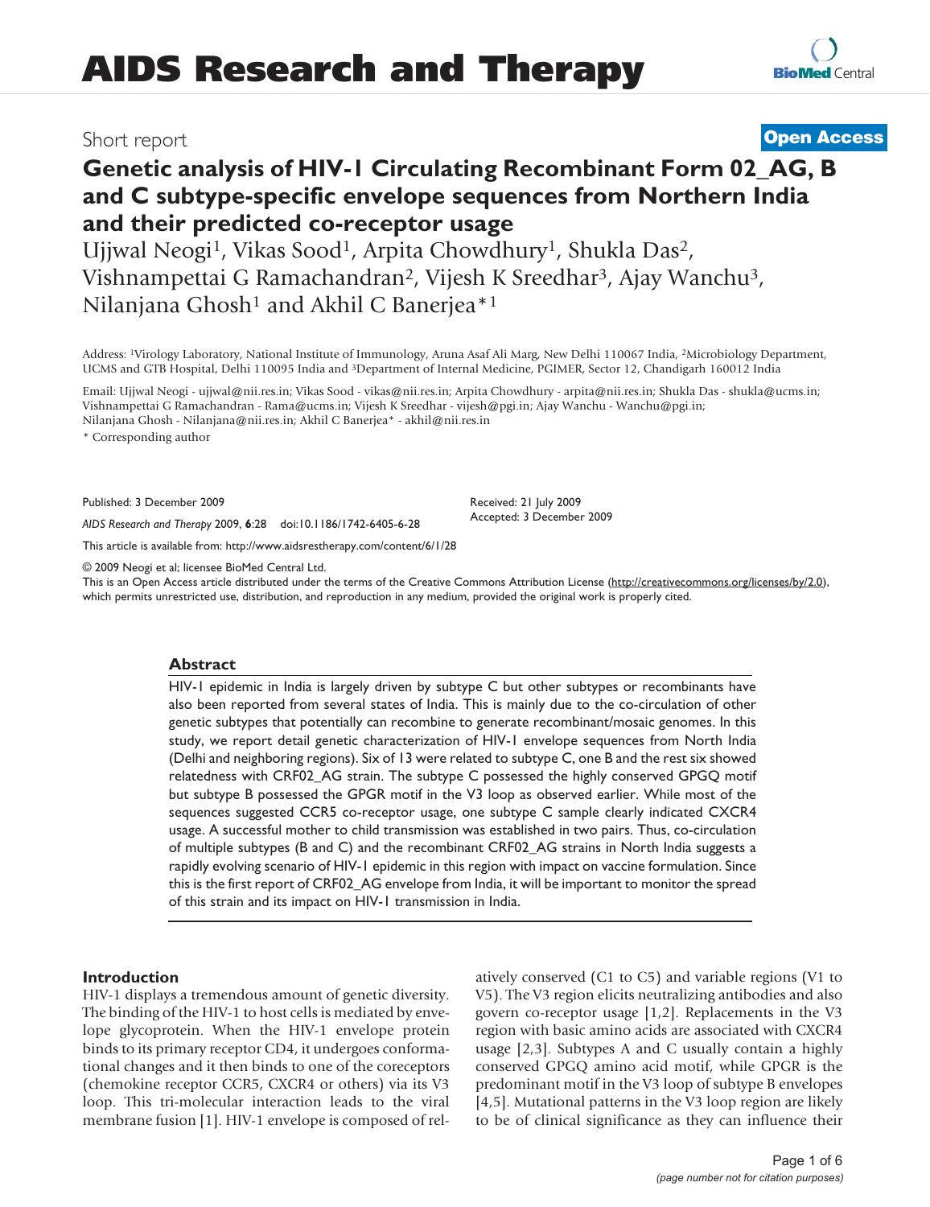Short report

**Open Access**

# Genetic analysis of HIV-1 Circulating Recombinant Form 02_AG, B and C subtype-specific envelope sequences from Northern India and their predicted co-receptor usage

Ujjwal Neogi[1], Vikas Sood[1], Arpita Chowdhury[1], Shukla Das[2], Vishnampettai G Ramachandran[2], Vijesh K Sreedhar[3], Ajay Wanchu[3], Nilanjana Ghosh[1] and Akhil C Banerjea*[1]

Address: [1]Virology Laboratory, National Institute of Immunology, Aruna Asaf Ali Marg, New Delhi 110067 India, [2]Microbiology Department, UCMS and GTB Hospital, Delhi 110095 India and [3]Department of Internal Medicine, PGIMER, Sector 12, Chandigarh 160012 India

Email: Ujjwal Neogi - ujjwal@nii.res.in; Vikas Sood - vikas@nii.res.in; Arpita Chowdhury - arpita@nii.res.in; Shukla Das - shukla@ucms.in; Vishnampettai G Ramachandran - Rama@ucms.in; Vijesh K Sreedhar - vijesh@pgi.in; Ajay Wanchu - Wanchu@pgi.in; Nilanjana Ghosh - Nilanjana@nii.res.in; Akhil C Banerjea* - akhil@nii.res.in

* Corresponding author

Published: 3 December 2009

*AIDS Research and Therapy* 2009, **6**:28 doi:10.1186/1742-6405-6-28

Received: 21 July 2009
Accepted: 3 December 2009

This article is available from: http://www.aidsrestherapy.com/content/6/1/28

© 2009 Neogi et al; licensee BioMed Central Ltd.
This is an Open Access article distributed under the terms of the Creative Commons Attribution License (http://creativecommons.org/licenses/by/2.0), which permits unrestricted use, distribution, and reproduction in any medium, provided the original work is properly cited.

## Abstract

HIV-1 epidemic in India is largely driven by subtype C but other subtypes or recombinants have also been reported from several states of India. This is mainly due to the co-circulation of other genetic subtypes that potentially can recombine to generate recombinant/mosaic genomes. In this study, we report detail genetic characterization of HIV-1 envelope sequences from North India (Delhi and neighboring regions). Six of 13 were related to subtype C, one B and the rest six showed relatedness with CRF02_AG strain. The subtype C possessed the highly conserved GPGQ motif but subtype B possessed the GPGR motif in the V3 loop as observed earlier. While most of the sequences suggested CCR5 co-receptor usage, one subtype C sample clearly indicated CXCR4 usage. A successful mother to child transmission was established in two pairs. Thus, co-circulation of multiple subtypes (B and C) and the recombinant CRF02_AG strains in North India suggests a rapidly evolving scenario of HIV-1 epidemic in this region with impact on vaccine formulation. Since this is the first report of CRF02_AG envelope from India, it will be important to monitor the spread of this strain and its impact on HIV-1 transmission in India.

## Introduction

HIV-1 displays a tremendous amount of genetic diversity. The binding of the HIV-1 to host cells is mediated by envelope glycoprotein. When the HIV-1 envelope protein binds to its primary receptor CD4, it undergoes conformational changes and it then binds to one of the coreceptors (chemokine receptor CCR5, CXCR4 or others) via its V3 loop. This tri-molecular interaction leads to the viral membrane fusion [1]. HIV-1 envelope is composed of relatively conserved (C1 to C5) and variable regions (V1 to V5). The V3 region elicits neutralizing antibodies and also govern co-receptor usage [1,2]. Replacements in the V3 region with basic amino acids are associated with CXCR4 usage [2,3]. Subtypes A and C usually contain a highly conserved GPGQ amino acid motif, while GPGR is the predominant motif in the V3 loop of subtype B envelopes [4,5]. Mutational patterns in the V3 loop region are likely to be of clinical significance as they can influence their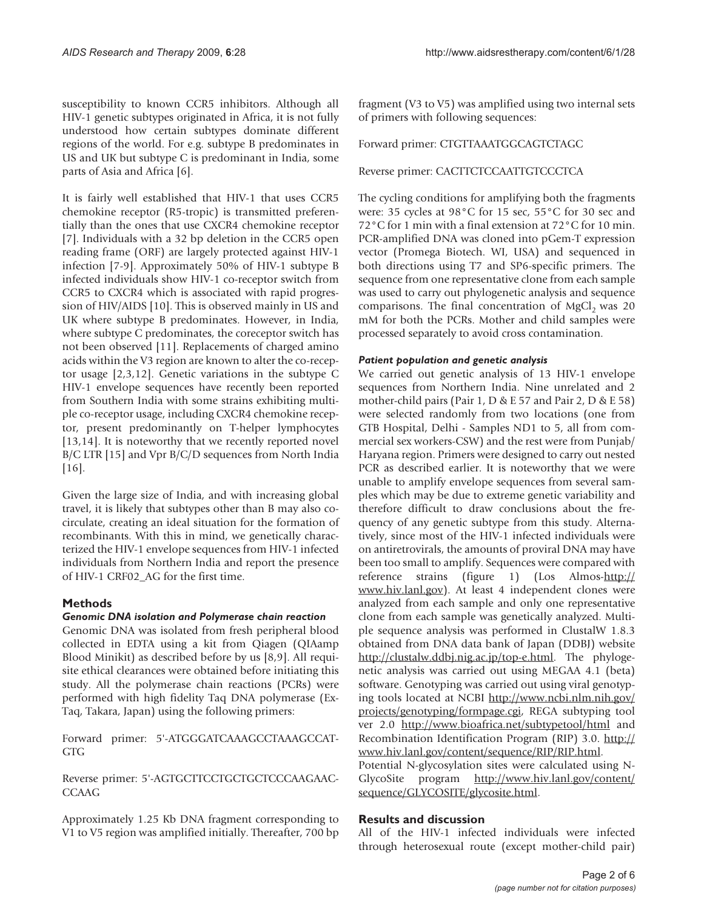susceptibility to known CCR5 inhibitors. Although all HIV-1 genetic subtypes originated in Africa, it is not fully understood how certain subtypes dominate different regions of the world. For e.g. subtype B predominates in US and UK but subtype C is predominant in India, some parts of Asia and Africa [6].

It is fairly well established that HIV-1 that uses CCR5 chemokine receptor (R5-tropic) is transmitted preferentially than the ones that use CXCR4 chemokine receptor [7]. Individuals with a 32 bp deletion in the CCR5 open reading frame (ORF) are largely protected against HIV-1 infection [7-9]. Approximately 50% of HIV-1 subtype B infected individuals show HIV-1 co-receptor switch from CCR5 to CXCR4 which is associated with rapid progression of HIV/AIDS [10]. This is observed mainly in US and UK where subtype B predominates. However, in India, where subtype C predominates, the coreceptor switch has not been observed [11]. Replacements of charged amino acids within the V3 region are known to alter the co-receptor usage [2,3,12]. Genetic variations in the subtype C HIV-1 envelope sequences have recently been reported from Southern India with some strains exhibiting multiple co-receptor usage, including CXCR4 chemokine receptor, present predominantly on T-helper lymphocytes [13,14]. It is noteworthy that we recently reported novel B/C LTR [15] and Vpr B/C/D sequences from North India [16].

Given the large size of India, and with increasing global travel, it is likely that subtypes other than B may also co-circulate, creating an ideal situation for the formation of recombinants. With this in mind, we genetically characterized the HIV-1 envelope sequences from HIV-1 infected individuals from Northern India and report the presence of HIV-1 CRF02_AG for the first time.

## Methods

### *Genomic DNA isolation and Polymerase chain reaction*

Genomic DNA was isolated from fresh peripheral blood collected in EDTA using a kit from Qiagen (QIAamp Blood Minikit) as described before by us [8,9]. All requisite ethical clearances were obtained before initiating this study. All the polymerase chain reactions (PCRs) were performed with high fidelity Taq DNA polymerase (Ex-Taq, Takara, Japan) using the following primers:

Forward primer: 5'-ATGGGATCAAAGCCTAAAGCCATGTG

Reverse primer: 5'-AGTGCTTCCTGCTGCTCCCAAGAACCCAAG

Approximately 1.25 Kb DNA fragment corresponding to V1 to V5 region was amplified initially. Thereafter, 700 bp fragment (V3 to V5) was amplified using two internal sets of primers with following sequences:

Forward primer: CTGTTAAATGGCAGTCTAGC

Reverse primer: CACTTCTCCAATTGTCCCTCA

The cycling conditions for amplifying both the fragments were: 35 cycles at 98°C for 15 sec, 55°C for 30 sec and 72°C for 1 min with a final extension at 72°C for 10 min. PCR-amplified DNA was cloned into pGem-T expression vector (Promega Biotech. WI, USA) and sequenced in both directions using T7 and SP6-specific primers. The sequence from one representative clone from each sample was used to carry out phylogenetic analysis and sequence comparisons. The final concentration of $MgCl_2$ was 20 mM for both the PCRs. Mother and child samples were processed separately to avoid cross contamination.

### *Patient population and genetic analysis*

We carried out genetic analysis of 13 HIV-1 envelope sequences from Northern India. Nine unrelated and 2 mother-child pairs (Pair 1, D & E 57 and Pair 2, D & E 58) were selected randomly from two locations (one from GTB Hospital, Delhi - Samples ND1 to 5, all from commercial sex workers-CSW) and the rest were from Punjab/Haryana region. Primers were designed to carry out nested PCR as described earlier. It is noteworthy that we were unable to amplify envelope sequences from several samples which may be due to extreme genetic variability and therefore difficult to draw conclusions about the frequency of any genetic subtype from this study. Alternatively, since most of the HIV-1 infected individuals were on antiretrovirals, the amounts of proviral DNA may have been too small to amplify. Sequences were compared with reference strains (figure 1) (Los Almos-http://www.hiv.lanl.gov). At least 4 independent clones were analyzed from each sample and only one representative clone from each sample was genetically analyzed. Multiple sequence analysis was performed in ClustalW 1.8.3 obtained from DNA data bank of Japan (DDBJ) website http://clustalw.ddbj.nig.ac.jp/top-e.html. The phylogenetic analysis was carried out using MEGAA 4.1 (beta) software. Genotyping was carried out using viral genotyping tools located at NCBI http://www.ncbi.nlm.nih.gov/projects/genotyping/formpage.cgi, REGA subtyping tool ver 2.0 http://www.bioafrica.net/subtypetool/html and Recombination Identification Program (RIP) 3.0. http://www.hiv.lanl.gov/content/sequence/RIP/RIP.html. Potential N-glycosylation sites were calculated using N-GlycoSite program http://www.hiv.lanl.gov/content/sequence/GLYCOSITE/glycosite.html.

## Results and discussion

All of the HIV-1 infected individuals were infected through heterosexual route (except mother-child pair)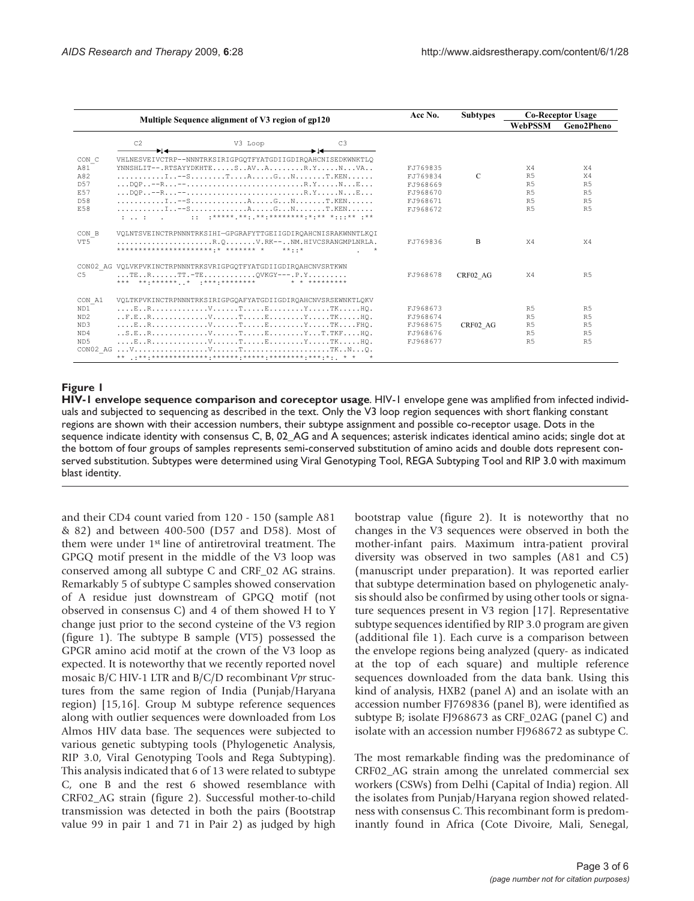| Multiple Sequence alignment of V3 region of gp120 | Acc No. | Subtypes | Co-Receptor Usage | |
|---|---|---|---|---|
| | | | WebPSSM | Geno2Pheno |
| C2 / V3 Loop / C3 | | | | |
| CON_C VHLNESVEIVCTRP--NNNTRKSIRIGPGQTFYATGDIIGDIRQAHCNISEDKWNKTLQ | | | | |
| A81 YNNSHLIT--.RTSAYYDKHTE.....S..AV..A........R.Y.....N....VA.. | FJ769835 | C | X4 | X4 |
| A82 ...........I..--S........T....A.....G...N.......T.KEN...... | FJ769834 | | R5 | X4 |
| D57 ...DQP..--R...--..........................R.Y.....N....E... | FJ968669 | | R5 | R5 |
| E57 ...DQP..--R...--..........................R.Y.....N....E... | FJ968670 | | R5 | R5 |
| D58 ...........I..--S.............A.....G...N.......T.KEN...... | FJ968671 | | R5 | R5 |
| E58 ...........I..--S.............A.....G...N.......T.KEN...... | FJ968672 | | R5 | R5 |
| CON_B VQLNTSVEINCTRPNNNTRKSIHI—GPGRAFYTTGEIIGDIRQAHCNISRAKWNNTLKQI | | | | |
| VT5 ......................R.Q.......V.RK--..NM.HIVCSRANGMPLNRLA. | FJ769836 | B | X4 | X4 |
| CON02_AG VQLVKPVKINCTRPNNNTRKSVRIGPGQTFYATGDIIGDIRQAHCNVSRTKWN | | | | |
| C5 ...TE..R......TT.-TE...........QVKGY---.P.Y........ | FJ968678 | CRF02_AG | X4 | R5 |
| CON_A1 VQLTKPVKINCTRPNNNTRKSIRIGPGQAFYATGDIIGDIRQAHCNVSRSEWNKTLQKV | | | | |
| ND1 ....E..R.............V......T.....E........Y.....TK.....HQ. | FJ968673 | CRF02_AG | R5 | R5 |
| ND2 ..F.E..R.............V......T.....E........Y.....TK.....HQ. | FJ968674 | | R5 | R5 |
| ND3 ....E..R.............V......T.....E........Y.....TK....FHQ. | FJ968675 | | R5 | R5 |
| ND4 ..S.E..R.............V......T.....E........Y...T.TKF....HQ. | FJ968676 | | R5 | R5 |
| ND5 ....E..R.............V......T.....E........Y.....TK.....HQ. | FJ968677 | | R5 | R5 |
| CON02_AG ...V.................V......T....................TK..N...Q. | | | | |

## Figure 1

**HIV-1 envelope sequence comparison and coreceptor usage**. HIV-1 envelope gene was amplified from infected individuals and subjected to sequencing as described in the text. Only the V3 loop region sequences with short flanking constant regions are shown with their accession numbers, their subtype assignment and possible co-receptor usage. Dots in the sequence indicate identity with consensus C, B, 02_AG and A sequences; asterisk indicates identical amino acids; single dot at the bottom of four groups of samples represents semi-conserved substitution of amino acids and double dots represent conserved substitution. Subtypes were determined using Viral Genotyping Tool, REGA Subtyping Tool and RIP 3.0 with maximum blast identity.

and their CD4 count varied from 120 - 150 (sample A81 & 82) and between 400-500 (D57 and D58). Most of them were under 1st line of antiretroviral treatment. The GPGQ motif present in the middle of the V3 loop was conserved among all subtype C and CRF_02 AG strains. Remarkably 5 of subtype C samples showed conservation of A residue just downstream of GPGQ motif (not observed in consensus C) and 4 of them showed H to Y change just prior to the second cysteine of the V3 region (figure 1). The subtype B sample (VT5) possessed the GPGR amino acid motif at the crown of the V3 loop as expected. It is noteworthy that we recently reported novel mosaic B/C HIV-1 LTR and B/C/D recombinant *Vpr* structures from the same region of India (Punjab/Haryana region) [15,16]. Group M subtype reference sequences along with outlier sequences were downloaded from Los Almos HIV data base. The sequences were subjected to various genetic subtyping tools (Phylogenetic Analysis, RIP 3.0, Viral Genotyping Tools and Rega Subtyping). This analysis indicated that 6 of 13 were related to subtype C, one B and the rest 6 showed resemblance with CRF02_AG strain (figure 2). Successful mother-to-child transmission was detected in both the pairs (Bootstrap value 99 in pair 1 and 71 in Pair 2) as judged by high bootstrap value (figure 2). It is noteworthy that no changes in the V3 sequences were observed in both the mother-infant pairs. Maximum intra-patient proviral diversity was observed in two samples (A81 and C5) (manuscript under preparation). It was reported earlier that subtype determination based on phylogenetic analysis should also be confirmed by using other tools or signature sequences present in V3 region [17]. Representative subtype sequences identified by RIP 3.0 program are given (additional file 1). Each curve is a comparison between the envelope regions being analyzed (query- as indicated at the top of each square) and multiple reference sequences downloaded from the data bank. Using this kind of analysis, HXB2 (panel A) and an isolate with an accession number FJ769836 (panel B), were identified as subtype B; isolate FJ968673 as CRF_02AG (panel C) and isolate with an accession number FJ968672 as subtype C.

The most remarkable finding was the predominance of CRF02_AG strain among the unrelated commercial sex workers (CSWs) from Delhi (Capital of India) region. All the isolates from Punjab/Haryana region showed relatedness with consensus C. This recombinant form is predominantly found in Africa (Cote Divoire, Mali, Senegal,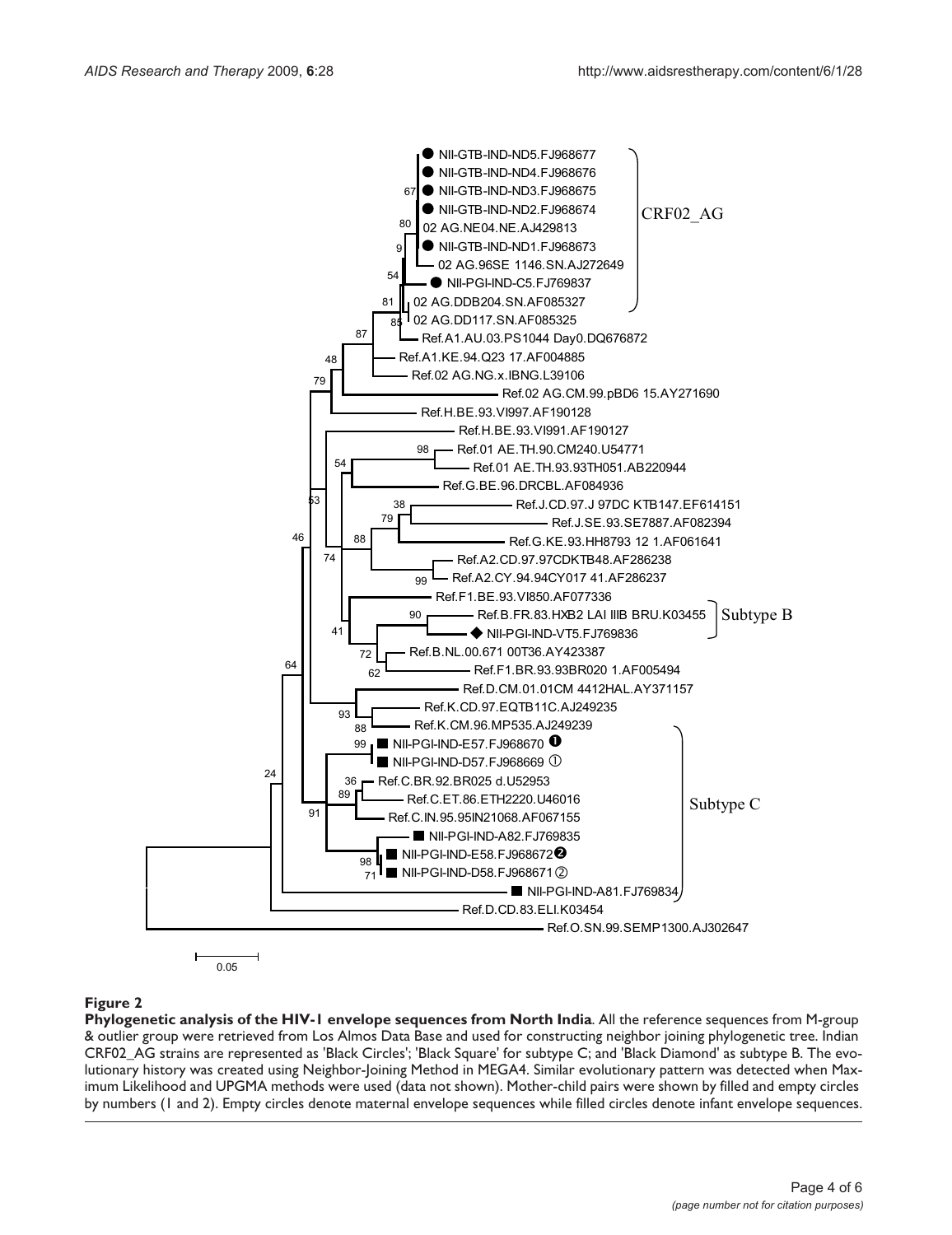**Figure 2**

**Phylogenetic analysis of the HIV-1 envelope sequences from North India**. All the reference sequences from M-group & outlier group were retrieved from Los Almos Data Base and used for constructing neighbor joining phylogenetic tree. Indian CRF02_AG strains are represented as 'Black Circles'; 'Black Square' for subtype C; and 'Black Diamond' as subtype B. The evolutionary history was created using Neighbor-Joining Method in MEGA4. Similar evolutionary pattern was detected when Maximum Likelihood and UPGMA methods were used (data not shown). Mother-child pairs were shown by filled and empty circles by numbers (1 and 2). Empty circles denote maternal envelope sequences while filled circles denote infant envelope sequences.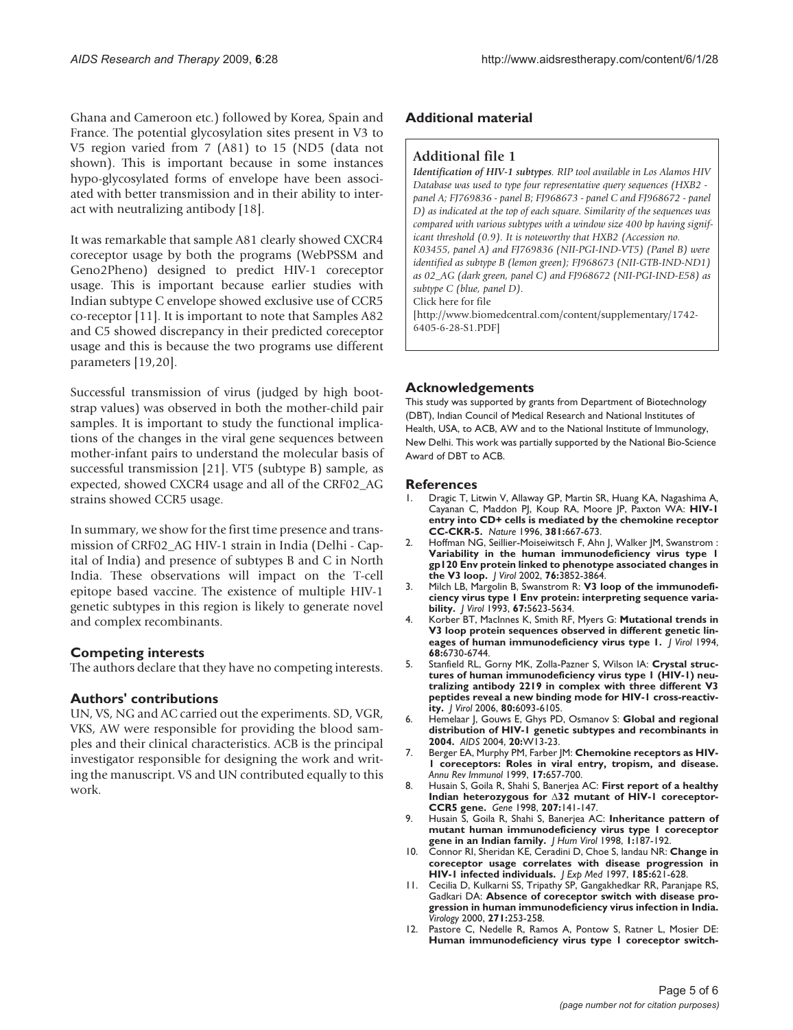Ghana and Cameroon etc.) followed by Korea, Spain and France. The potential glycosylation sites present in V3 to V5 region varied from 7 (A81) to 15 (ND5 (data not shown). This is important because in some instances hypo-glycosylated forms of envelope have been associated with better transmission and in their ability to interact with neutralizing antibody [18].

It was remarkable that sample A81 clearly showed CXCR4 coreceptor usage by both the programs (WebPSSM and Geno2Pheno) designed to predict HIV-1 coreceptor usage. This is important because earlier studies with Indian subtype C envelope showed exclusive use of CCR5 co-receptor [11]. It is important to note that Samples A82 and C5 showed discrepancy in their predicted coreceptor usage and this is because the two programs use different parameters [19,20].

Successful transmission of virus (judged by high bootstrap values) was observed in both the mother-child pair samples. It is important to study the functional implications of the changes in the viral gene sequences between mother-infant pairs to understand the molecular basis of successful transmission [21]. VT5 (subtype B) sample, as expected, showed CXCR4 usage and all of the CRF02_AG strains showed CCR5 usage.

In summary, we show for the first time presence and transmission of CRF02_AG HIV-1 strain in India (Delhi - Capital of India) and presence of subtypes B and C in North India. These observations will impact on the T-cell epitope based vaccine. The existence of multiple HIV-1 genetic subtypes in this region is likely to generate novel and complex recombinants.

## Competing interests

The authors declare that they have no competing interests.

## Authors' contributions

UN, VS, NG and AC carried out the experiments. SD, VGR, VKS, AW were responsible for providing the blood samples and their clinical characteristics. ACB is the principal investigator responsible for designing the work and writing the manuscript. VS and UN contributed equally to this work.

## Additional material

### Additional file 1

***Identification of HIV-1 subtypes****. RIP tool available in Los Alamos HIV Database was used to type four representative query sequences (HXB2 - panel A; FJ769836 - panel B; FJ968673 - panel C and FJ968672 - panel D) as indicated at the top of each square. Similarity of the sequences was compared with various subtypes with a window size 400 bp having significant threshold (0.9). It is noteworthy that HXB2 (Accession no. K03455, panel A) and FJ769836 (NII-PGI-IND-VT5) (Panel B) were identified as subtype B (lemon green); FJ968673 (NII-GTB-IND-ND1) as 02_AG (dark green, panel C) and FJ968672 (NII-PGI-IND-E58) as subtype C (blue, panel D).*

Click here for file

[http://www.biomedcentral.com/content/supplementary/1742-6405-6-28-S1.PDF]

## Acknowledgements

This study was supported by grants from Department of Biotechnology (DBT), Indian Council of Medical Research and National Institutes of Health, USA, to ACB, AW and to the National Institute of Immunology, New Delhi. This work was partially supported by the National Bio-Science Award of DBT to ACB.

## References

1. Dragic T, Litwin V, Allaway GP, Martin SR, Huang KA, Nagashima A, Cayanan C, Maddon PJ, Koup RA, Moore JP, Paxton WA: **HIV-1 entry into CD+ cells is mediated by the chemokine receptor CC-CKR-5.** *Nature* 1996, **381:**667-673.
2. Hoffman NG, Seillier-Moiseiwitsch F, Ahn J, Walker JM, Swanstrom : **Variability in the human immunodeficiency virus type 1 gp120 Env protein linked to phenotype associated changes in the V3 loop.** *J Virol* 2002, **76:**3852-3864.
3. Milch LB, Margolin B, Swanstrom R: **V3 loop of the immunodeficiency virus type 1 Env protein: interpreting sequence variability.** *J Virol* 1993, **67:**5623-5634.
4. Korber BT, MacInnes K, Smith RF, Myers G: **Mutational trends in V3 loop protein sequences observed in different genetic lineages of human immunodeficiency virus type 1.** *J Virol* 1994, **68:**6730-6744.
5. Stanfield RL, Gorny MK, Zolla-Pazner S, Wilson IA: **Crystal structures of human immunodeficiency virus type 1 (HIV-1) neutralizing antibody 2219 in complex with three different V3 peptides reveal a new binding mode for HIV-1 cross-reactivity.** *J Virol* 2006, **80:**6093-6105.
6. Hemelaar J, Gouws E, Ghys PD, Osmanov S: **Global and regional distribution of HIV-1 genetic subtypes and recombinants in 2004.** *AIDS* 2004, **20:**W13-23.
7. Berger EA, Murphy PM, Farber JM: **Chemokine receptors as HIV-1 coreceptors: Roles in viral entry, tropism, and disease.** *Annu Rev Immunol* 1999, **17:**657-700.
8. Husain S, Goila R, Shahi S, Banerjea AC: **First report of a healthy Indian heterozygous for Δ32 mutant of HIV-1 coreceptor-CCR5 gene.** *Gene* 1998, **207:**141-147.
9. Husain S, Goila R, Shahi S, Banerjea AC: **Inheritance pattern of mutant human immunodeficiency virus type 1 coreceptor gene in an Indian family.** *J Hum Virol* 1998, **1:**187-192.
10. Connor RI, Sheridan KE, Ceradini D, Choe S, landau NR: **Change in coreceptor usage correlates with disease progression in HIV-1 infected individuals.** *J Exp Med* 1997, **185:**621-628.
11. Cecilia D, Kulkarni SS, Tripathy SP, Gangakhedkar RR, Paranjape RS, Gadkari DA: **Absence of coreceptor switch with disease progression in human immunodeficiency virus infection in India.** *Virology* 2000, **271:**253-258.
12. Pastore C, Nedelle R, Ramos A, Pontow S, Ratner L, Mosier DE: **Human immunodeficiency virus type 1 coreceptor switch-**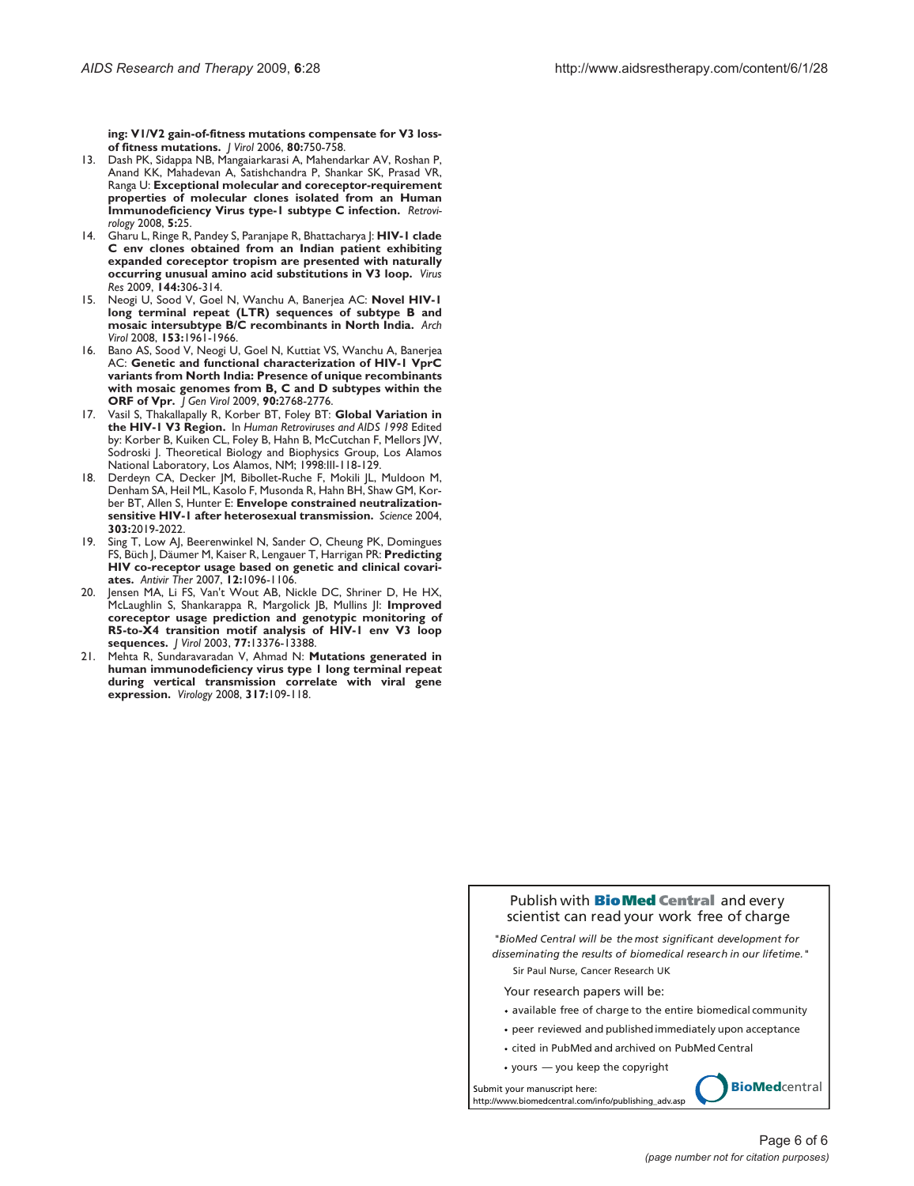ing: V1/V2 gain-of-fitness mutations compensate for V3 loss-of fitness mutations.** *J Virol* 2006, **80:**750-758.

13. Dash PK, Sidappa NB, Mangaiarkarasi A, Mahendarkar AV, Roshan P, Anand KK, Mahadevan A, Satishchandra P, Shankar SK, Prasad VR, Ranga U: **Exceptional molecular and coreceptor-requirement properties of molecular clones isolated from an Human Immunodeficiency Virus type-1 subtype C infection.** *Retrovirology* 2008, **5:**25.
14. Gharu L, Ringe R, Pandey S, Paranjape R, Bhattacharya J: **HIV-1 clade C env clones obtained from an Indian patient exhibiting expanded coreceptor tropism are presented with naturally occurring unusual amino acid substitutions in V3 loop.** *Virus Res* 2009, **144:**306-314.
15. Neogi U, Sood V, Goel N, Wanchu A, Banerjea AC: **Novel HIV-1 long terminal repeat (LTR) sequences of subtype B and mosaic intersubtype B/C recombinants in North India.** *Arch Virol* 2008, **153:**1961-1966.
16. Bano AS, Sood V, Neogi U, Goel N, Kuttiat VS, Wanchu A, Banerjea AC: **Genetic and functional characterization of HIV-1 VprC variants from North India: Presence of unique recombinants with mosaic genomes from B, C and D subtypes within the ORF of Vpr.** *J Gen Virol* 2009, **90:**2768-2776.
17. Vasil S, Thakallapally R, Korber BT, Foley BT: **Global Variation in the HIV-1 V3 Region.** In *Human Retroviruses and AIDS 1998* Edited by: Korber B, Kuiken CL, Foley B, Hahn B, McCutchan F, Mellors JW, Sodroski J. Theoretical Biology and Biophysics Group, Los Alamos National Laboratory, Los Alamos, NM; 1998:III-118-129.
18. Derdeyn CA, Decker JM, Bibollet-Ruche F, Mokili JL, Muldoon M, Denham SA, Heil ML, Kasolo F, Musonda R, Hahn BH, Shaw GM, Korber BT, Allen S, Hunter E: **Envelope constrained neutralization-sensitive HIV-1 after heterosexual transmission.** *Science* 2004, **303:**2019-2022.
19. Sing T, Low AJ, Beerenwinkel N, Sander O, Cheung PK, Domingues FS, Büch J, Däumer M, Kaiser R, Lengauer T, Harrigan PR: **Predicting HIV co-receptor usage based on genetic and clinical covariates.** *Antivir Ther* 2007, **12:**1096-1106.
20. Jensen MA, Li FS, Van't Wout AB, Nickle DC, Shriner D, He HX, McLaughlin S, Shankarappa R, Margolick JB, Mullins JI: **Improved coreceptor usage prediction and genotypic monitoring of R5-to-X4 transition motif analysis of HIV-1 env V3 loop sequences.** *J Virol* 2003, **77:**13376-13388.
21. Mehta R, Sundaravaradan V, Ahmad N: **Mutations generated in human immunodeficiency virus type 1 long terminal repeat during vertical transmission correlate with viral gene expression.** *Virology* 2008, **317:**109-118.

Publish with **BioMed Central** and every scientist can read your work free of charge

*"BioMed Central will be the most significant development for disseminating the results of biomedical research in our lifetime."*

Sir Paul Nurse, Cancer Research UK

Your research papers will be:

- available free of charge to the entire biomedical community
- peer reviewed and published immediately upon acceptance
- cited in PubMed and archived on PubMed Central
- yours — you keep the copyright

Submit your manuscript here:
http://www.biomedcentral.com/info/publishing_adv.asp

**BioMed**central